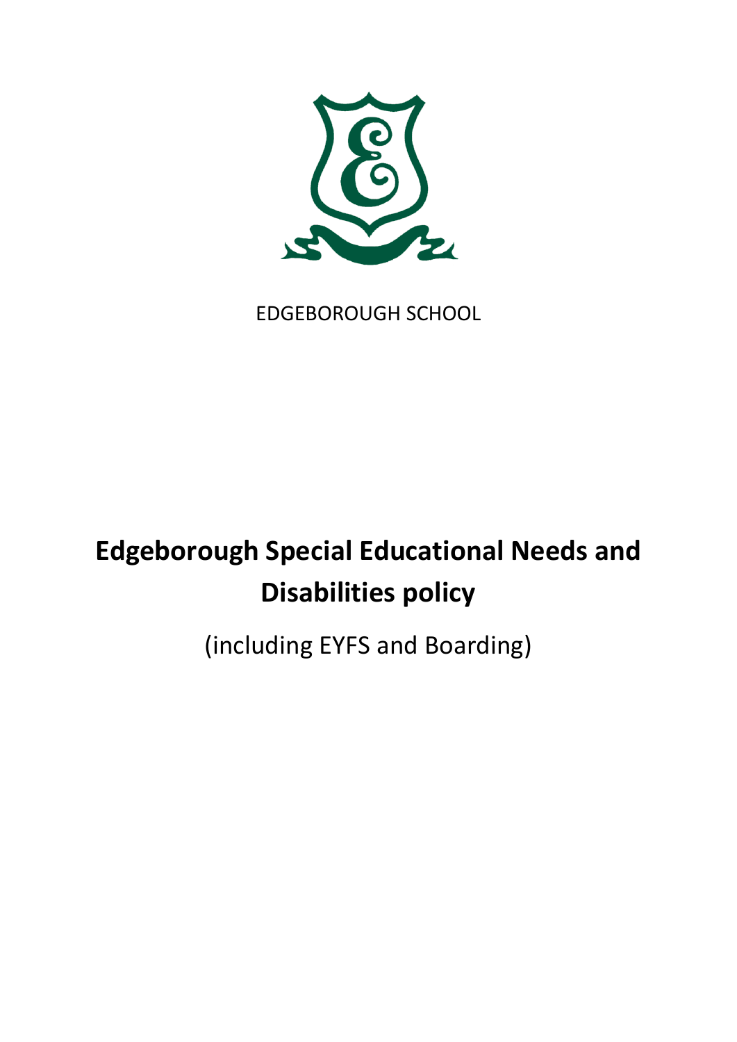EDGEBOROUGH SCHOOL

# Edgeborough Special Educational Needs and Disabilities policy

(including EYFS and Boarding)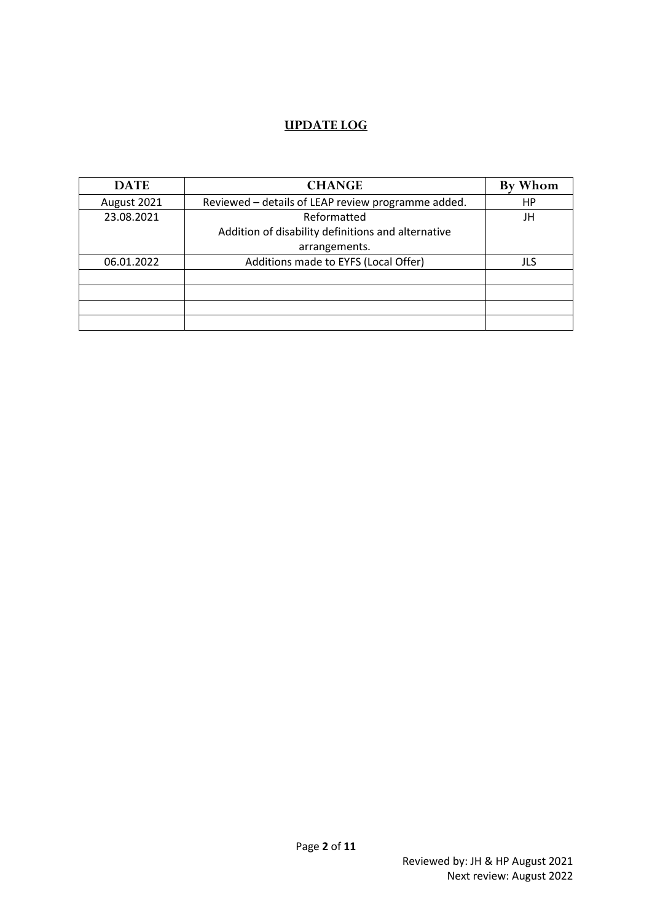# UPDATE LOG

| DATE | CHANGE | By Whom |
|---|---|---|
| August 2021 | Reviewed – details of LEAP review programme added. | HP |
| 23.08.2021 | Reformatted<br>Addition of disability definitions and alternative arrangements. | JH |
| 06.01.2022 | Additions made to EYFS (Local Offer) | JLS |
| | | |
| | | |
| | | |
| | | |

Reviewed by: JH & HP August 2021
Next review: August 2022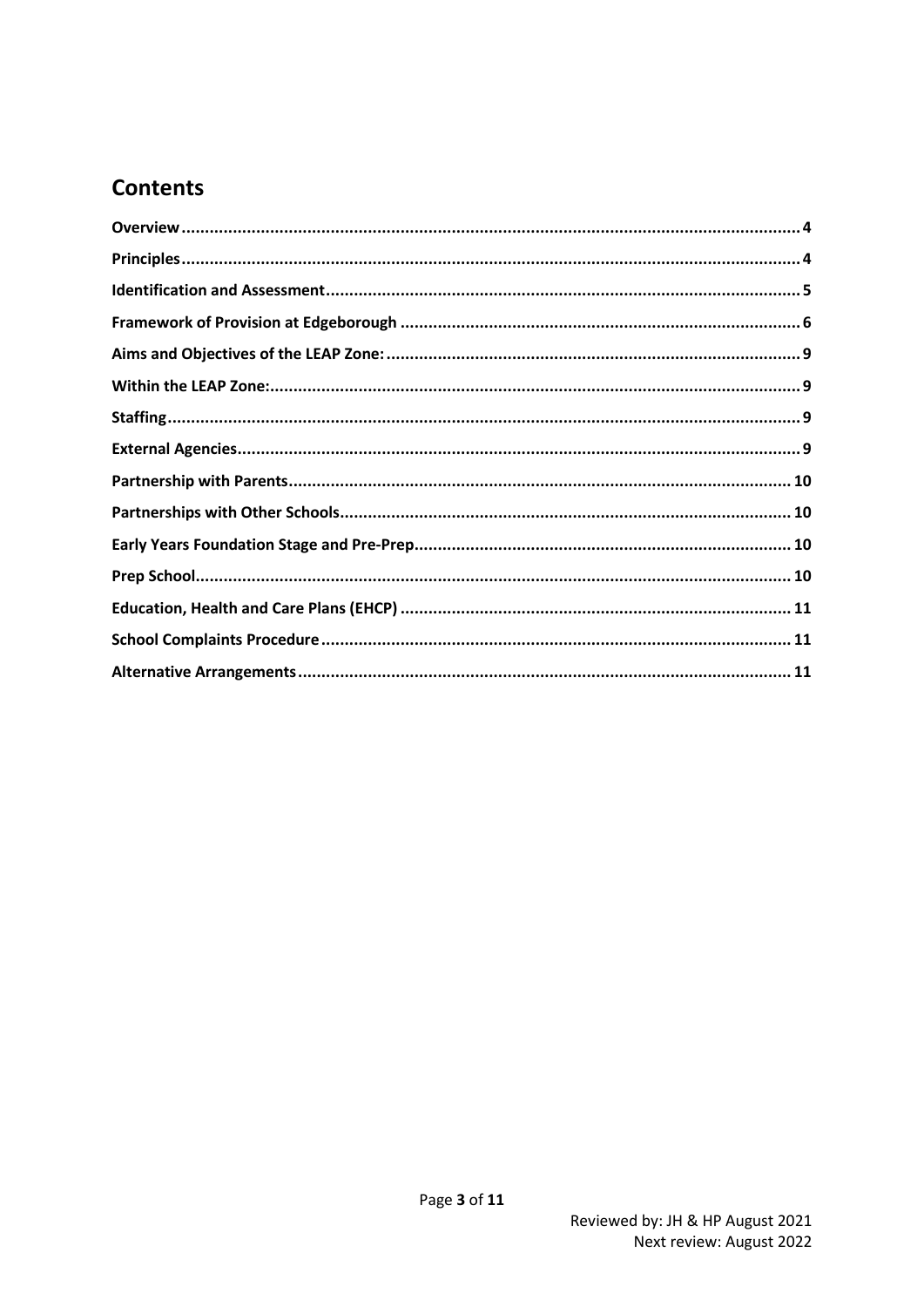## Contents

| | |
|---|---|
| **Overview** | **4** |
| **Principles** | **4** |
| **Identification and Assessment** | **5** |
| **Framework of Provision at Edgeborough** | **6** |
| **Aims and Objectives of the LEAP Zone:** | **9** |
| **Within the LEAP Zone:** | **9** |
| **Staffing** | **9** |
| **External Agencies** | **9** |
| **Partnership with Parents** | **10** |
| **Partnerships with Other Schools** | **10** |
| **Early Years Foundation Stage and Pre-Prep** | **10** |
| **Prep School** | **10** |
| **Education, Health and Care Plans (EHCP)** | **11** |
| **School Complaints Procedure** | **11** |
| **Alternative Arrangements** | **11** |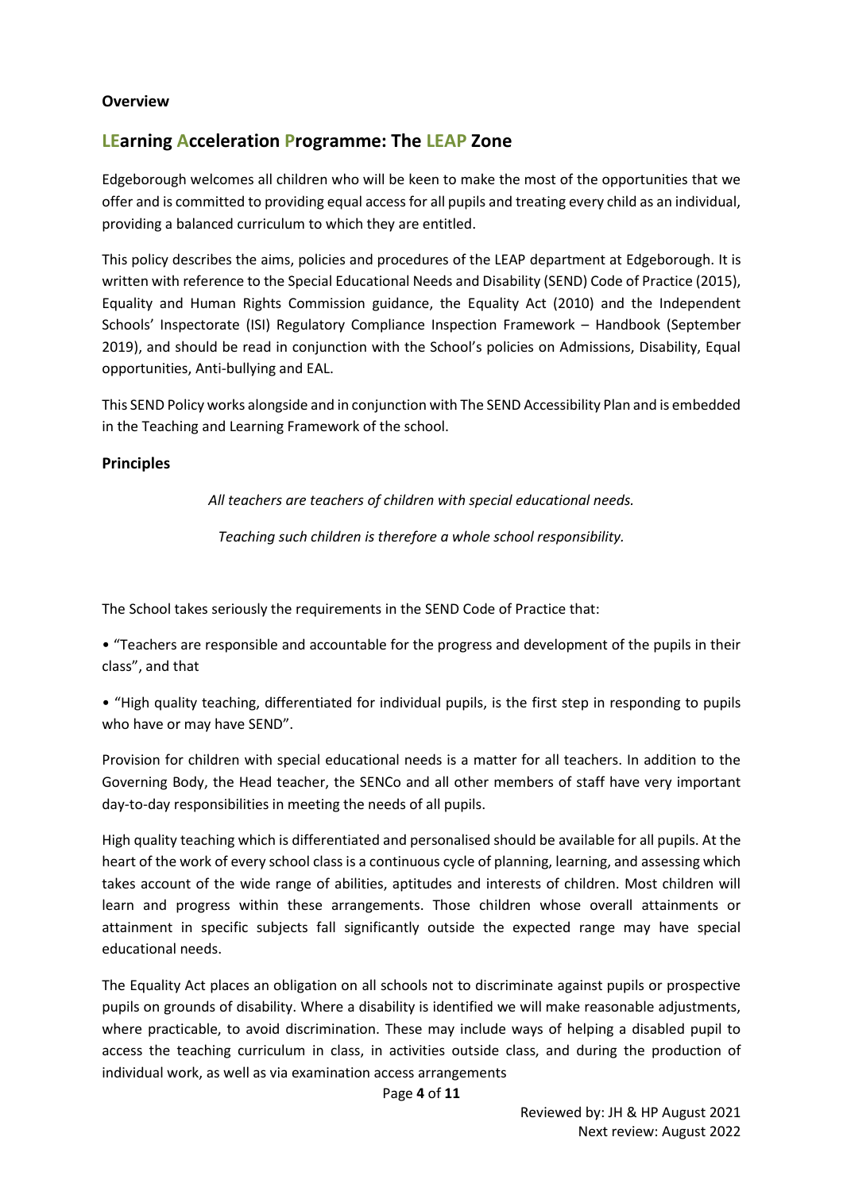**Overview**

## LEarning Acceleration Programme: The LEAP Zone

Edgeborough welcomes all children who will be keen to make the most of the opportunities that we offer and is committed to providing equal access for all pupils and treating every child as an individual, providing a balanced curriculum to which they are entitled.

This policy describes the aims, policies and procedures of the LEAP department at Edgeborough. It is written with reference to the Special Educational Needs and Disability (SEND) Code of Practice (2015), Equality and Human Rights Commission guidance, the Equality Act (2010) and the Independent Schools' Inspectorate (ISI) Regulatory Compliance Inspection Framework – Handbook (September 2019), and should be read in conjunction with the School's policies on Admissions, Disability, Equal opportunities, Anti-bullying and EAL.

This SEND Policy works alongside and in conjunction with The SEND Accessibility Plan and is embedded in the Teaching and Learning Framework of the school.

**Principles**

*All teachers are teachers of children with special educational needs.*

*Teaching such children is therefore a whole school responsibility.*

The School takes seriously the requirements in the SEND Code of Practice that:

- "Teachers are responsible and accountable for the progress and development of the pupils in their class", and that
- "High quality teaching, differentiated for individual pupils, is the first step in responding to pupils who have or may have SEND".

Provision for children with special educational needs is a matter for all teachers. In addition to the Governing Body, the Head teacher, the SENCo and all other members of staff have very important day-to-day responsibilities in meeting the needs of all pupils.

High quality teaching which is differentiated and personalised should be available for all pupils. At the heart of the work of every school class is a continuous cycle of planning, learning, and assessing which takes account of the wide range of abilities, aptitudes and interests of children. Most children will learn and progress within these arrangements. Those children whose overall attainments or attainment in specific subjects fall significantly outside the expected range may have special educational needs.

The Equality Act places an obligation on all schools not to discriminate against pupils or prospective pupils on grounds of disability. Where a disability is identified we will make reasonable adjustments, where practicable, to avoid discrimination. These may include ways of helping a disabled pupil to access the teaching curriculum in class, in activities outside class, and during the production of individual work, as well as via examination access arrangements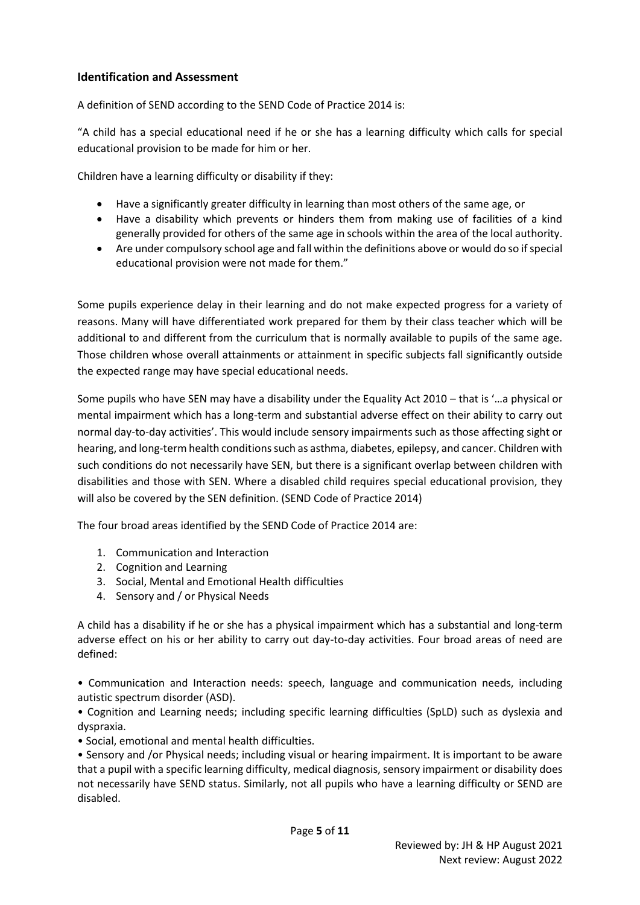## Identification and Assessment

A definition of SEND according to the SEND Code of Practice 2014 is:

"A child has a special educational need if he or she has a learning difficulty which calls for special educational provision to be made for him or her.

Children have a learning difficulty or disability if they:

- Have a significantly greater difficulty in learning than most others of the same age, or
- Have a disability which prevents or hinders them from making use of facilities of a kind generally provided for others of the same age in schools within the area of the local authority.
- Are under compulsory school age and fall within the definitions above or would do so if special educational provision were not made for them."

Some pupils experience delay in their learning and do not make expected progress for a variety of reasons. Many will have differentiated work prepared for them by their class teacher which will be additional to and different from the curriculum that is normally available to pupils of the same age. Those children whose overall attainments or attainment in specific subjects fall significantly outside the expected range may have special educational needs.

Some pupils who have SEN may have a disability under the Equality Act 2010 – that is '…a physical or mental impairment which has a long-term and substantial adverse effect on their ability to carry out normal day-to-day activities'. This would include sensory impairments such as those affecting sight or hearing, and long-term health conditions such as asthma, diabetes, epilepsy, and cancer. Children with such conditions do not necessarily have SEN, but there is a significant overlap between children with disabilities and those with SEN. Where a disabled child requires special educational provision, they will also be covered by the SEN definition. (SEND Code of Practice 2014)

The four broad areas identified by the SEND Code of Practice 2014 are:

1. Communication and Interaction
2. Cognition and Learning
3. Social, Mental and Emotional Health difficulties
4. Sensory and / or Physical Needs

A child has a disability if he or she has a physical impairment which has a substantial and long-term adverse effect on his or her ability to carry out day-to-day activities. Four broad areas of need are defined:

• Communication and Interaction needs: speech, language and communication needs, including autistic spectrum disorder (ASD).

• Cognition and Learning needs; including specific learning difficulties (SpLD) such as dyslexia and dyspraxia.

• Social, emotional and mental health difficulties.

• Sensory and /or Physical needs; including visual or hearing impairment. It is important to be aware that a pupil with a specific learning difficulty, medical diagnosis, sensory impairment or disability does not necessarily have SEND status. Similarly, not all pupils who have a learning difficulty or SEND are disabled.

Reviewed by: JH & HP August 2021
Next review: August 2022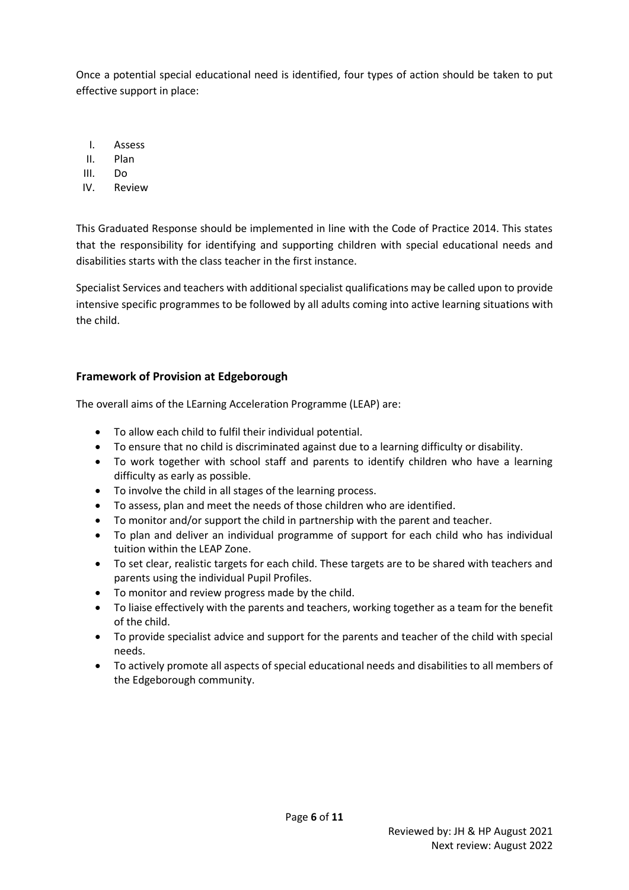Once a potential special educational need is identified, four types of action should be taken to put effective support in place:

I. Assess
II. Plan
III. Do
IV. Review

This Graduated Response should be implemented in line with the Code of Practice 2014. This states that the responsibility for identifying and supporting children with special educational needs and disabilities starts with the class teacher in the first instance.

Specialist Services and teachers with additional specialist qualifications may be called upon to provide intensive specific programmes to be followed by all adults coming into active learning situations with the child.

### Framework of Provision at Edgeborough

The overall aims of the LEarning Acceleration Programme (LEAP) are:

- To allow each child to fulfil their individual potential.
- To ensure that no child is discriminated against due to a learning difficulty or disability.
- To work together with school staff and parents to identify children who have a learning difficulty as early as possible.
- To involve the child in all stages of the learning process.
- To assess, plan and meet the needs of those children who are identified.
- To monitor and/or support the child in partnership with the parent and teacher.
- To plan and deliver an individual programme of support for each child who has individual tuition within the LEAP Zone.
- To set clear, realistic targets for each child. These targets are to be shared with teachers and parents using the individual Pupil Profiles.
- To monitor and review progress made by the child.
- To liaise effectively with the parents and teachers, working together as a team for the benefit of the child.
- To provide specialist advice and support for the parents and teacher of the child with special needs.
- To actively promote all aspects of special educational needs and disabilities to all members of the Edgeborough community.

Reviewed by: JH & HP August 2021
Next review: August 2022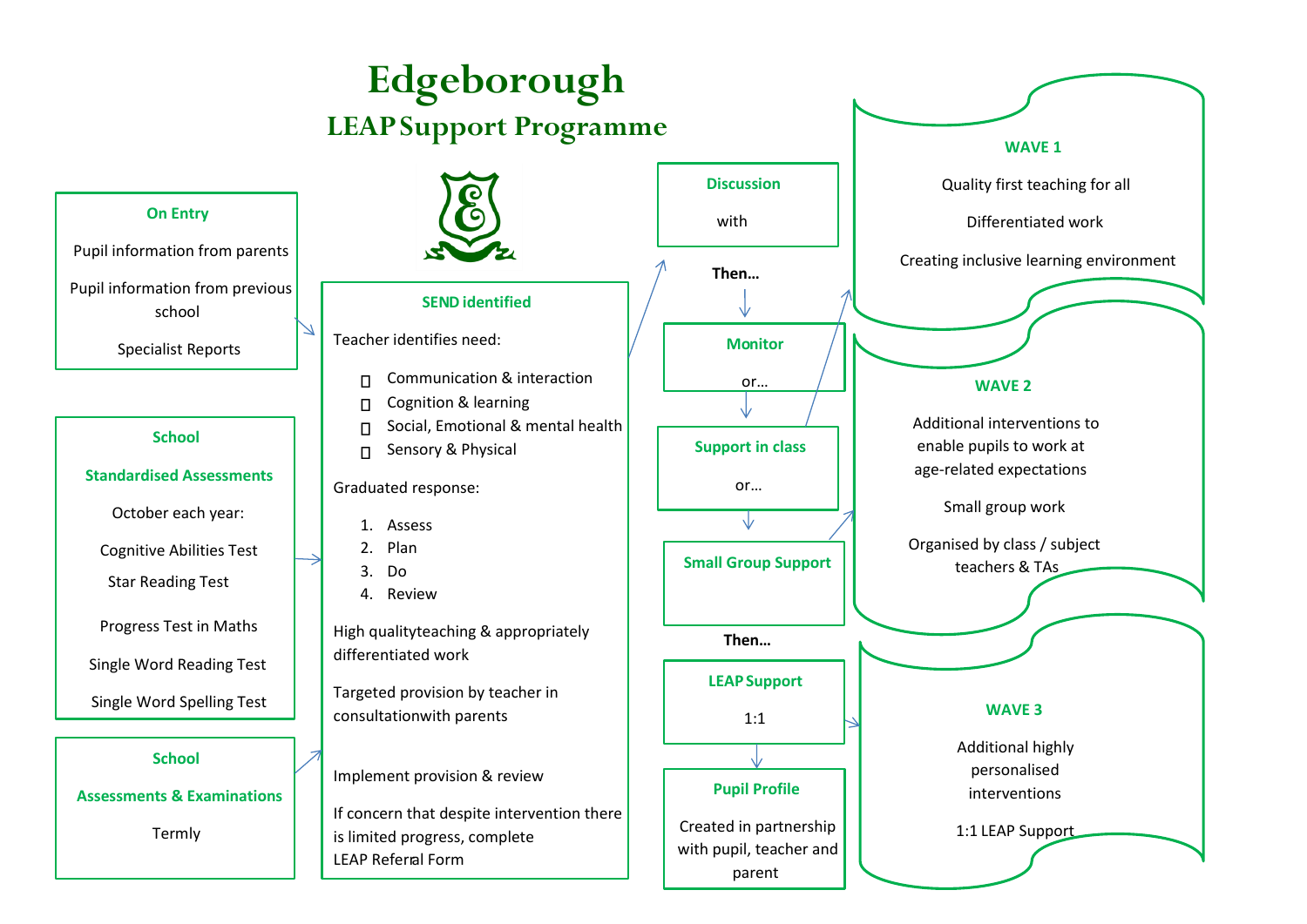# Edgeborough

## LEAP Support Programme

**On Entry**

Pupil information from parents

Pupil information from previous school

Specialist Reports

**School Standardised Assessments**

October each year:

Cognitive Abilities Test

Star Reading Test

Progress Test in Maths

Single Word Reading Test

Single Word Spelling Test

**School Assessments & Examinations**

Termly

**SEND identified**

Teacher identifies need:

- Communication & interaction
- Cognition & learning
- Social, Emotional & mental health
- Sensory & Physical

Graduated response:

1. Assess
2. Plan
3. Do
4. Review

High qualityteaching & appropriately differentiated work

Targeted provision by teacher in consultationwith parents

Implement provision & review

If concern that despite intervention there is limited progress, complete LEAP Referral Form

**Discussion**

with

Then…

**Monitor**

or…

**Support in class**

or…

**Small Group Support**

Then…

**LEAP Support**

1:1

**Pupil Profile**

Created in partnership with pupil, teacher and parent

**WAVE 1**

Quality first teaching for all

Differentiated work

Creating inclusive learning environment

**WAVE 2**

Additional interventions to enable pupils to work at age-related expectations

Small group work

Organised by class / subject teachers & TAs

**WAVE 3**

Additional highly personalised interventions

1:1 LEAP Support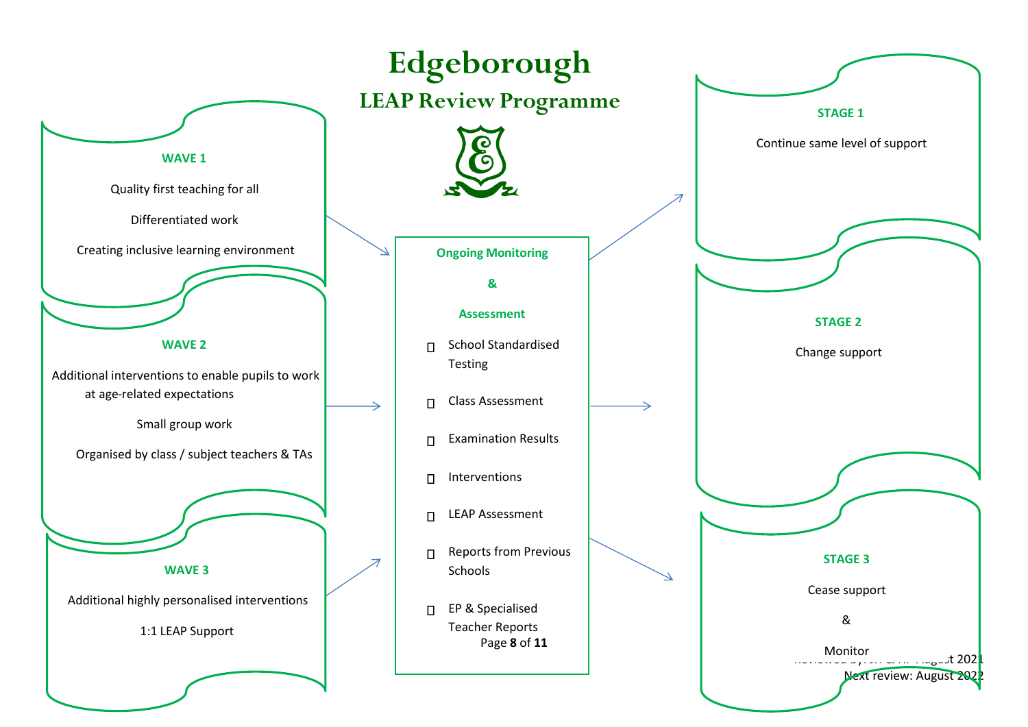# Edgeborough

## LEAP Review Programme

### WAVE 1

Quality first teaching for all

Differentiated work

Creating inclusive learning environment

### WAVE 2

Additional interventions to enable pupils to work at age-related expectations

Small group work

Organised by class / subject teachers & TAs

### WAVE 3

Additional highly personalised interventions

1:1 LEAP Support

### Ongoing Monitoring & Assessment

- School Standardised Testing
- Class Assessment
- Examination Results
- Interventions
- LEAP Assessment
- Reports from Previous Schools
- EP & Specialised Teacher Reports

### STAGE 1

Continue same level of support

### STAGE 2

Change support

### STAGE 3

Cease support

&

Monitor

Reviewed by JH & AP August 2021

Next review: August 2022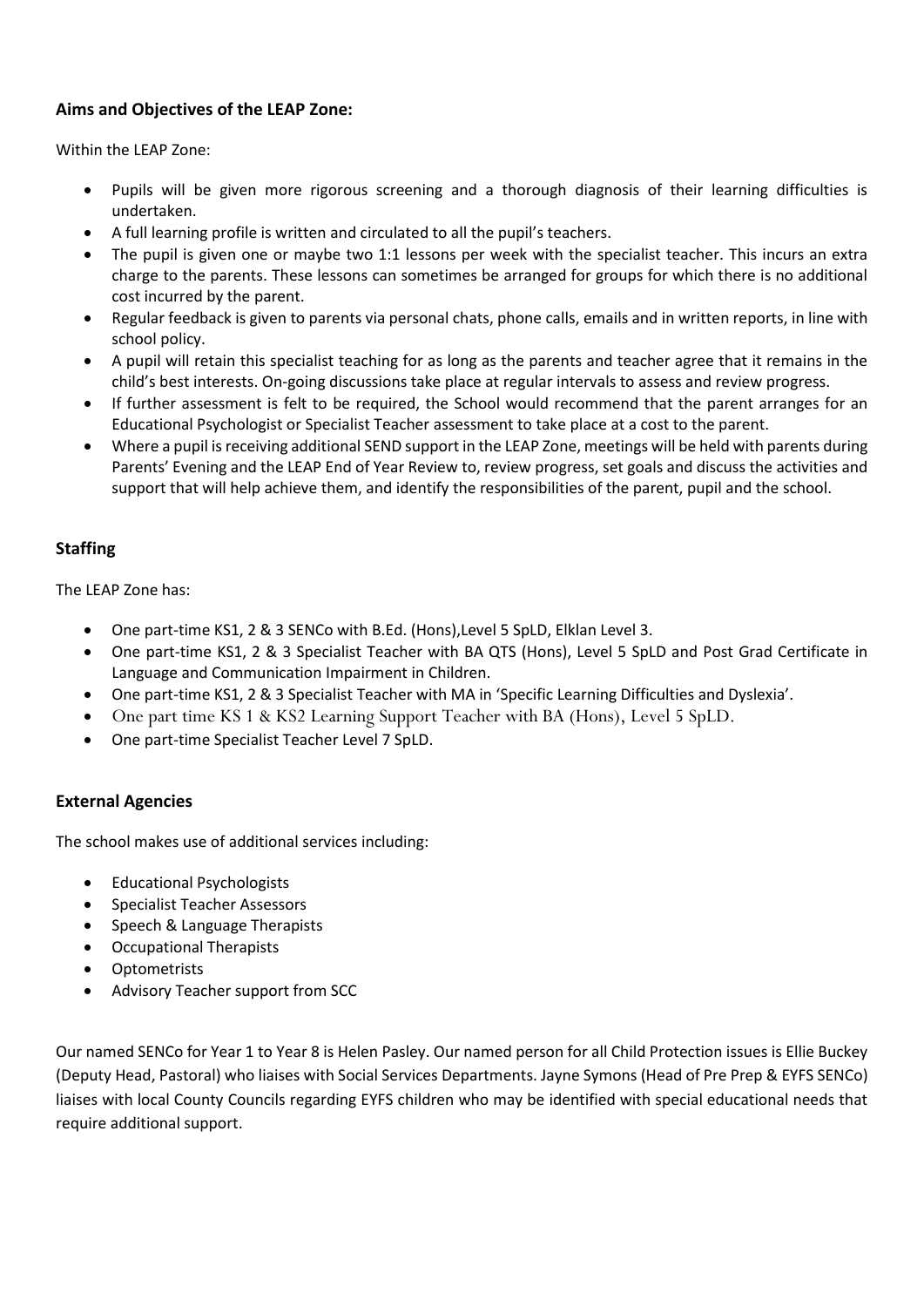**Aims and Objectives of the LEAP Zone:**

Within the LEAP Zone:

- Pupils will be given more rigorous screening and a thorough diagnosis of their learning difficulties is undertaken.
- A full learning profile is written and circulated to all the pupil's teachers.
- The pupil is given one or maybe two 1:1 lessons per week with the specialist teacher. This incurs an extra charge to the parents. These lessons can sometimes be arranged for groups for which there is no additional cost incurred by the parent.
- Regular feedback is given to parents via personal chats, phone calls, emails and in written reports, in line with school policy.
- A pupil will retain this specialist teaching for as long as the parents and teacher agree that it remains in the child's best interests. On-going discussions take place at regular intervals to assess and review progress.
- If further assessment is felt to be required, the School would recommend that the parent arranges for an Educational Psychologist or Specialist Teacher assessment to take place at a cost to the parent.
- Where a pupil is receiving additional SEND support in the LEAP Zone, meetings will be held with parents during Parents' Evening and the LEAP End of Year Review to, review progress, set goals and discuss the activities and support that will help achieve them, and identify the responsibilities of the parent, pupil and the school.

**Staffing**

The LEAP Zone has:

- One part-time KS1, 2 & 3 SENCo with B.Ed. (Hons),Level 5 SpLD, Elklan Level 3.
- One part-time KS1, 2 & 3 Specialist Teacher with BA QTS (Hons), Level 5 SpLD and Post Grad Certificate in Language and Communication Impairment in Children.
- One part-time KS1, 2 & 3 Specialist Teacher with MA in 'Specific Learning Difficulties and Dyslexia'.
- One part time KS 1 & KS2 Learning Support Teacher with BA (Hons), Level 5 SpLD.
- One part-time Specialist Teacher Level 7 SpLD.

**External Agencies**

The school makes use of additional services including:

- Educational Psychologists
- Specialist Teacher Assessors
- Speech & Language Therapists
- Occupational Therapists
- Optometrists
- Advisory Teacher support from SCC

Our named SENCo for Year 1 to Year 8 is Helen Pasley. Our named person for all Child Protection issues is Ellie Buckey (Deputy Head, Pastoral) who liaises with Social Services Departments. Jayne Symons (Head of Pre Prep & EYFS SENCo) liaises with local County Councils regarding EYFS children who may be identified with special educational needs that require additional support.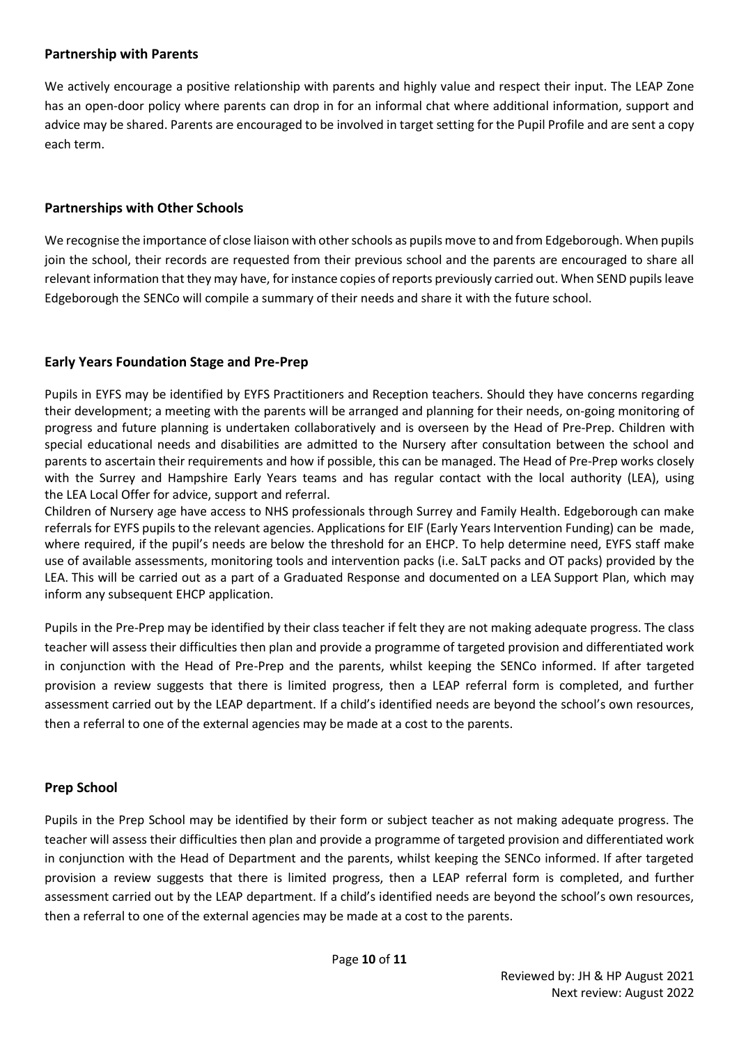**Partnership with Parents**

We actively encourage a positive relationship with parents and highly value and respect their input. The LEAP Zone has an open-door policy where parents can drop in for an informal chat where additional information, support and advice may be shared. Parents are encouraged to be involved in target setting for the Pupil Profile and are sent a copy each term.

**Partnerships with Other Schools**

We recognise the importance of close liaison with other schools as pupils move to and from Edgeborough. When pupils join the school, their records are requested from their previous school and the parents are encouraged to share all relevant information that they may have, for instance copies of reports previously carried out. When SEND pupils leave Edgeborough the SENCo will compile a summary of their needs and share it with the future school.

**Early Years Foundation Stage and Pre-Prep**

Pupils in EYFS may be identified by EYFS Practitioners and Reception teachers. Should they have concerns regarding their development; a meeting with the parents will be arranged and planning for their needs, on-going monitoring of progress and future planning is undertaken collaboratively and is overseen by the Head of Pre-Prep. Children with special educational needs and disabilities are admitted to the Nursery after consultation between the school and parents to ascertain their requirements and how if possible, this can be managed. The Head of Pre-Prep works closely with the Surrey and Hampshire Early Years teams and has regular contact with the local authority (LEA), using the LEA Local Offer for advice, support and referral.

Children of Nursery age have access to NHS professionals through Surrey and Family Health. Edgeborough can make referrals for EYFS pupils to the relevant agencies. Applications for EIF (Early Years Intervention Funding) can be made, where required, if the pupil's needs are below the threshold for an EHCP. To help determine need, EYFS staff make use of available assessments, monitoring tools and intervention packs (i.e. SaLT packs and OT packs) provided by the LEA. This will be carried out as a part of a Graduated Response and documented on a LEA Support Plan, which may inform any subsequent EHCP application.

Pupils in the Pre-Prep may be identified by their class teacher if felt they are not making adequate progress. The class teacher will assess their difficulties then plan and provide a programme of targeted provision and differentiated work in conjunction with the Head of Pre-Prep and the parents, whilst keeping the SENCo informed. If after targeted provision a review suggests that there is limited progress, then a LEAP referral form is completed, and further assessment carried out by the LEAP department. If a child's identified needs are beyond the school's own resources, then a referral to one of the external agencies may be made at a cost to the parents.

**Prep School**

Pupils in the Prep School may be identified by their form or subject teacher as not making adequate progress. The teacher will assess their difficulties then plan and provide a programme of targeted provision and differentiated work in conjunction with the Head of Department and the parents, whilst keeping the SENCo informed. If after targeted provision a review suggests that there is limited progress, then a LEAP referral form is completed, and further assessment carried out by the LEAP department. If a child's identified needs are beyond the school's own resources, then a referral to one of the external agencies may be made at a cost to the parents.

Reviewed by: JH & HP August 2021
Next review: August 2022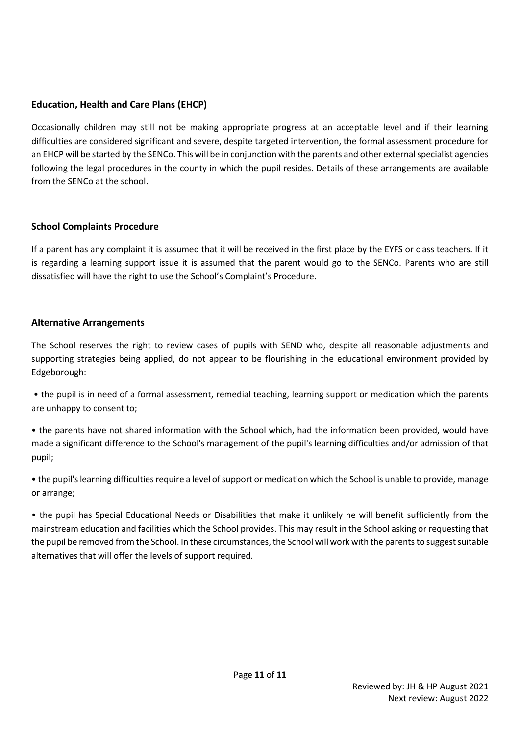## Education, Health and Care Plans (EHCP)

Occasionally children may still not be making appropriate progress at an acceptable level and if their learning difficulties are considered significant and severe, despite targeted intervention, the formal assessment procedure for an EHCP will be started by the SENCo. This will be in conjunction with the parents and other external specialist agencies following the legal procedures in the county in which the pupil resides. Details of these arrangements are available from the SENCo at the school.

## School Complaints Procedure

If a parent has any complaint it is assumed that it will be received in the first place by the EYFS or class teachers. If it is regarding a learning support issue it is assumed that the parent would go to the SENCo. Parents who are still dissatisfied will have the right to use the School's Complaint's Procedure.

## Alternative Arrangements

The School reserves the right to review cases of pupils with SEND who, despite all reasonable adjustments and supporting strategies being applied, do not appear to be flourishing in the educational environment provided by Edgeborough:

- the pupil is in need of a formal assessment, remedial teaching, learning support or medication which the parents are unhappy to consent to;
- the parents have not shared information with the School which, had the information been provided, would have made a significant difference to the School's management of the pupil's learning difficulties and/or admission of that pupil;
- the pupil's learning difficulties require a level of support or medication which the School is unable to provide, manage or arrange;
- the pupil has Special Educational Needs or Disabilities that make it unlikely he will benefit sufficiently from the mainstream education and facilities which the School provides. This may result in the School asking or requesting that the pupil be removed from the School. In these circumstances, the School will work with the parents to suggest suitable alternatives that will offer the levels of support required.

Reviewed by: JH & HP August 2021
Next review: August 2022